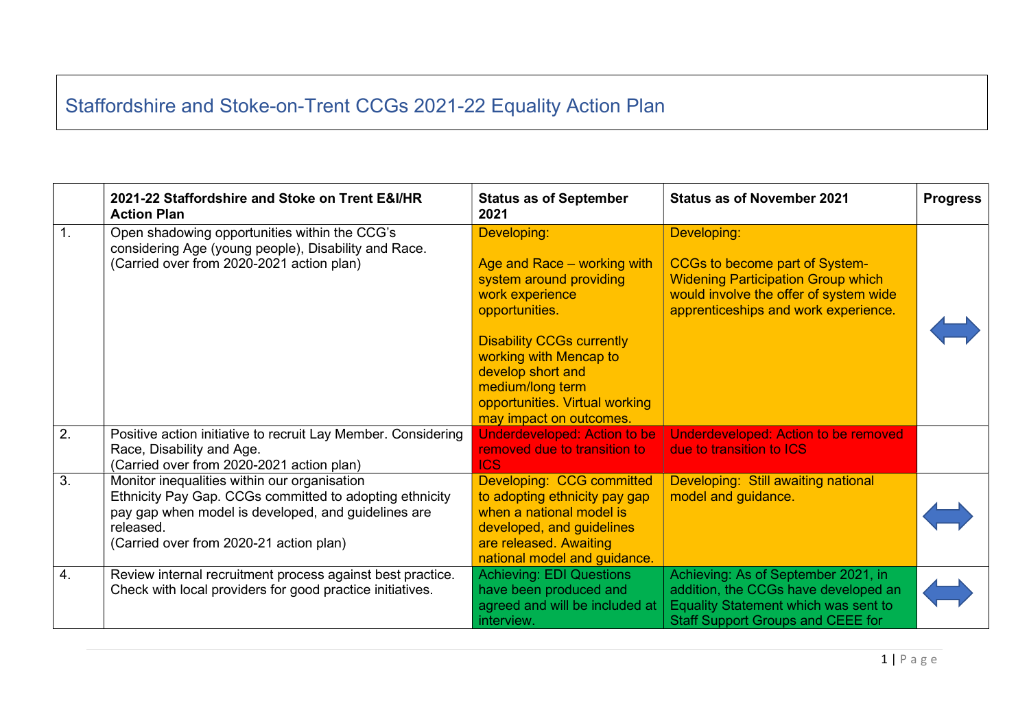# Staffordshire and Stoke-on-Trent CCGs 2021-22 Equality Action Plan

| | 2021-22 Staffordshire and Stoke on Trent E&I/HR Action Plan | Status as of September 2021 | Status as of November 2021 | Progress |
|---|---|---|---|---|
| 1. | Open shadowing opportunities within the CCG's considering Age (young people), Disability and Race. (Carried over from 2020-2021 action plan) | Developing: Age and Race – working with system around providing work experience opportunities. Disability CCGs currently working with Mencap to develop short and medium/long term opportunities. Virtual working may impact on outcomes. | Developing: CCGs to become part of System-Widening Participation Group which would involve the offer of system wide apprenticeships and work experience. | ↔ |
| 2. | Positive action initiative to recruit Lay Member. Considering Race, Disability and Age. (Carried over from 2020-2021 action plan) | Underdeveloped: Action to be removed due to transition to ICS | Underdeveloped: Action to be removed due to transition to ICS | |
| 3. | Monitor inequalities within our organisation Ethnicity Pay Gap. CCGs committed to adopting ethnicity pay gap when model is developed, and guidelines are released. (Carried over from 2020-21 action plan) | Developing: CCG committed to adopting ethnicity pay gap when a national model is developed, and guidelines are released. Awaiting national model and guidance. | Developing: Still awaiting national model and guidance. | ↔ |
| 4. | Review internal recruitment process against best practice. Check with local providers for good practice initiatives. | Achieving: EDI Questions have been produced and agreed and will be included at interview. | Achieving: As of September 2021, in addition, the CCGs have developed an Equality Statement which was sent to Staff Support Groups and CEEE for | ↔ |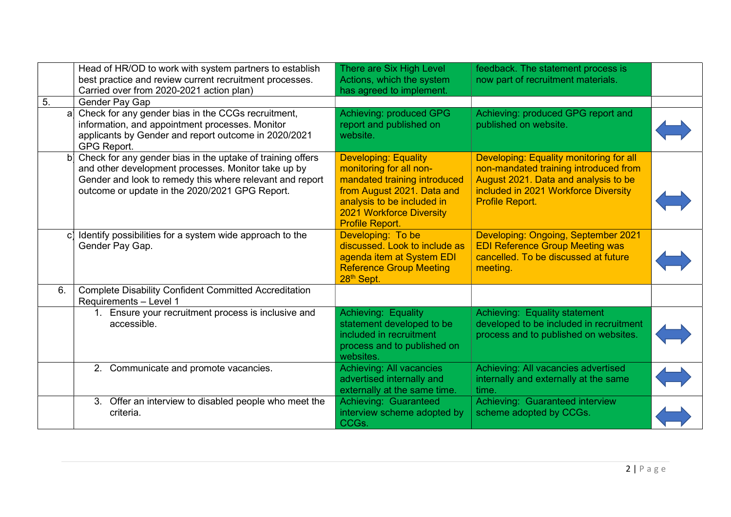| | | | | |
|---|---|---|---|---|
| | Head of HR/OD to work with system partners to establish best practice and review current recruitment processes. Carried over from 2020-2021 action plan) | There are Six High Level Actions, which the system has agreed to implement. | feedback. The statement process is now part of recruitment materials. | |
| 5. | Gender Pay Gap | | | |
| a | Check for any gender bias in the CCGs recruitment, information, and appointment processes. Monitor applicants by Gender and report outcome in 2020/2021 GPG Report. | Achieving: produced GPG report and published on website. | Achieving: produced GPG report and published on website. | ⟺ |
| b | Check for any gender bias in the uptake of training offers and other development processes. Monitor take up by Gender and look to remedy this where relevant and report outcome or update in the 2020/2021 GPG Report. | Developing: Equality monitoring for all non-mandated training introduced from August 2021. Data and analysis to be included in 2021 Workforce Diversity Profile Report. | Developing: Equality monitoring for all non-mandated training introduced from August 2021. Data and analysis to be included in 2021 Workforce Diversity Profile Report. | ⟺ |
| c | Identify possibilities for a system wide approach to the Gender Pay Gap. | Developing: To be discussed. Look to include as agenda item at System EDI Reference Group Meeting 28th Sept. | Developing: Ongoing, September 2021 EDI Reference Group Meeting was cancelled. To be discussed at future meeting. | ⟺ |
| 6. | Complete Disability Confident Committed Accreditation Requirements – Level 1 | | | |
| | 1. Ensure your recruitment process is inclusive and accessible. | Achieving: Equality statement developed to be included in recruitment process and to published on websites. | Achieving: Equality statement developed to be included in recruitment process and to published on websites. | ⟺ |
| | 2. Communicate and promote vacancies. | Achieving: All vacancies advertised internally and externally at the same time. | Achieving: All vacancies advertised internally and externally at the same time. | ⟺ |
| | 3. Offer an interview to disabled people who meet the criteria. | Achieving: Guaranteed interview scheme adopted by CCGs. | Achieving: Guaranteed interview scheme adopted by CCGs. | ⟺ |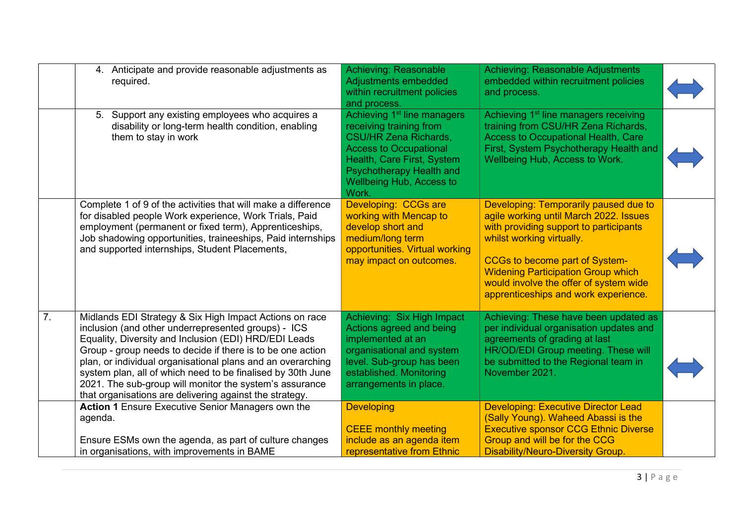| | | | | |
|---|---|---|---|---|
| | 4. Anticipate and provide reasonable adjustments as required. | Achieving: Reasonable Adjustments embedded within recruitment policies and process. | Achieving: Reasonable Adjustments embedded within recruitment policies and process. | ⟺ |
| | 5. Support any existing employees who acquires a disability or long-term health condition, enabling them to stay in work | Achieving 1st line managers receiving training from CSU/HR Zena Richards, Access to Occupational Health, Care First, System Psychotherapy Health and Wellbeing Hub, Access to Work. | Achieving 1st line managers receiving training from CSU/HR Zena Richards, Access to Occupational Health, Care First, System Psychotherapy Health and Wellbeing Hub, Access to Work. | ⟺ |
| | Complete 1 of 9 of the activities that will make a difference for disabled people Work experience, Work Trials, Paid employment (permanent or fixed term), Apprenticeships, Job shadowing opportunities, traineeships, Paid internships and supported internships, Student Placements, | Developing: CCGs are working with Mencap to develop short and medium/long term opportunities. Virtual working may impact on outcomes. | Developing: Temporarily paused due to agile working until March 2022. Issues with providing support to participants whilst working virtually.<br><br>CCGs to become part of System-Widening Participation Group which would involve the offer of system wide apprenticeships and work experience. | ⟺ |
| 7. | Midlands EDI Strategy & Six High Impact Actions on race inclusion (and other underrepresented groups) - ICS Equality, Diversity and Inclusion (EDI) HRD/EDI Leads Group - group needs to decide if there is to be one action plan, or individual organisational plans and an overarching system plan, all of which need to be finalised by 30th June 2021. The sub-group will monitor the system's assurance that organisations are delivering against the strategy. | Achieving: Six High Impact Actions agreed and being implemented at an organisational and system level. Sub-group has been established. Monitoring arrangements in place. | Achieving: These have been updated as per individual organisation updates and agreements of grading at last HR/OD/EDI Group meeting. These will be submitted to the Regional team in November 2021. | ⟺ |
| | **Action 1** Ensure Executive Senior Managers own the agenda.<br><br>Ensure ESMs own the agenda, as part of culture changes in organisations, with improvements in BAME | Developing<br><br>CEEE monthly meeting include as an agenda item representative from Ethnic | Developing: Executive Director Lead (Sally Young). Waheed Abassi is the Executive sponsor CCG Ethnic Diverse Group and will be for the CCG Disability/Neuro-Diversity Group. | |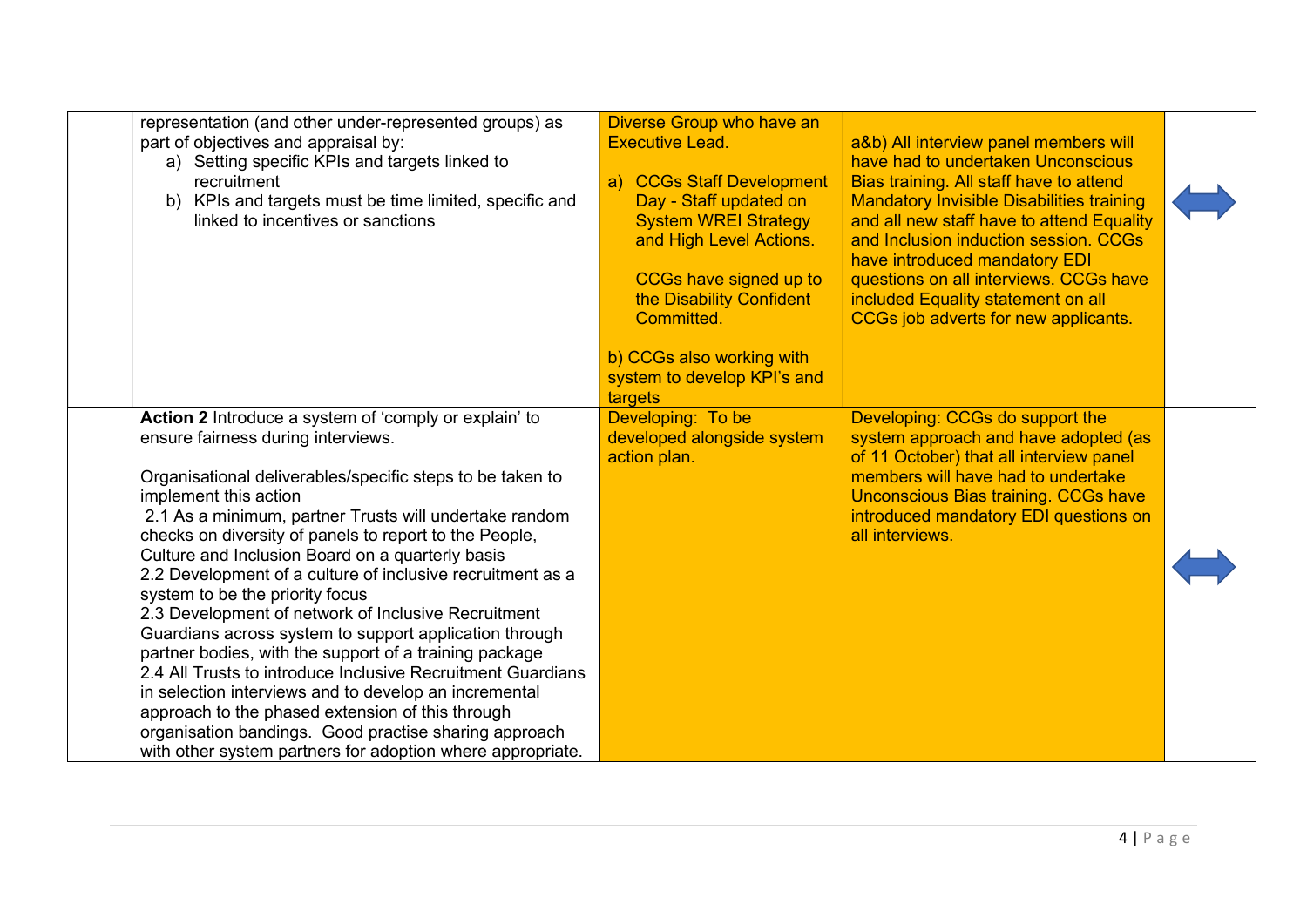| | | | | |
|---|---|---|---|---|
| | representation (and other under-represented groups) as part of objectives and appraisal by:<br>a) Setting specific KPIs and targets linked to recruitment<br>b) KPIs and targets must be time limited, specific and linked to incentives or sanctions | Diverse Group who have an Executive Lead.<br><br>a) CCGs Staff Development Day - Staff updated on System WREI Strategy and High Level Actions.<br><br>CCGs have signed up to the Disability Confident Committed.<br><br>b) CCGs also working with system to develop KPI's and targets | a&b) All interview panel members will have had to undertaken Unconscious Bias training. All staff have to attend Mandatory Invisible Disabilities training and all new staff have to attend Equality and Inclusion induction session. CCGs have introduced mandatory EDI questions on all interviews. CCGs have included Equality statement on all CCGs job adverts for new applicants. | ⟺ |
| | **Action 2** Introduce a system of 'comply or explain' to ensure fairness during interviews.<br><br>Organisational deliverables/specific steps to be taken to implement this action<br>2.1 As a minimum, partner Trusts will undertake random checks on diversity of panels to report to the People, Culture and Inclusion Board on a quarterly basis<br>2.2 Development of a culture of inclusive recruitment as a system to be the priority focus<br>2.3 Development of network of Inclusive Recruitment Guardians across system to support application through partner bodies, with the support of a training package<br>2.4 All Trusts to introduce Inclusive Recruitment Guardians in selection interviews and to develop an incremental approach to the phased extension of this through organisation bandings. Good practise sharing approach with other system partners for adoption where appropriate. | Developing: To be developed alongside system action plan. | Developing: CCGs do support the system approach and have adopted (as of 11 October) that all interview panel members will have had to undertake Unconscious Bias training. CCGs have introduced mandatory EDI questions on all interviews. | ⟺ |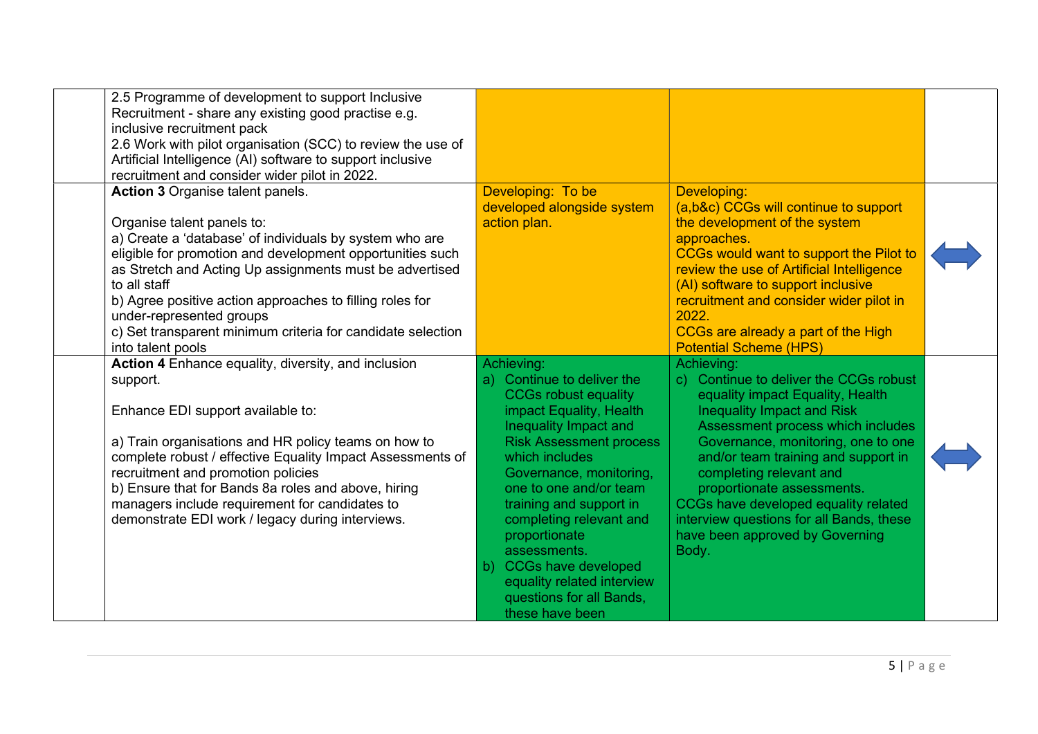| | | | | |
|---|---|---|---|---|
| | 2.5 Programme of development to support Inclusive Recruitment - share any existing good practise e.g. inclusive recruitment pack<br>2.6 Work with pilot organisation (SCC) to review the use of Artificial Intelligence (AI) software to support inclusive recruitment and consider wider pilot in 2022. | | | |
| | **Action 3** Organise talent panels.<br><br>Organise talent panels to:<br>a) Create a 'database' of individuals by system who are eligible for promotion and development opportunities such as Stretch and Acting Up assignments must be advertised to all staff<br>b) Agree positive action approaches to filling roles for under-represented groups<br>c) Set transparent minimum criteria for candidate selection into talent pools | Developing: To be developed alongside system action plan. | Developing:<br>(a,b&c) CCGs will continue to support the development of the system approaches.<br>CCGs would want to support the Pilot to review the use of Artificial Intelligence (AI) software to support inclusive recruitment and consider wider pilot in 2022.<br>CCGs are already a part of the High Potential Scheme (HPS) | ⟺ |
| | **Action 4** Enhance equality, diversity, and inclusion support.<br><br>Enhance EDI support available to:<br><br>a) Train organisations and HR policy teams on how to complete robust / effective Equality Impact Assessments of recruitment and promotion policies<br>b) Ensure that for Bands 8a roles and above, hiring managers include requirement for candidates to demonstrate EDI work / legacy during interviews. | Achieving:<br>a) Continue to deliver the CCGs robust equality impact Equality, Health Inequality Impact and Risk Assessment process which includes Governance, monitoring, one to one and/or team training and support in completing relevant and proportionate assessments.<br>b) CCGs have developed equality related interview questions for all Bands, these have been | Achieving:<br>c) Continue to deliver the CCGs robust equality impact Equality, Health Inequality Impact and Risk Assessment process which includes Governance, monitoring, one to one and/or team training and support in completing relevant and proportionate assessments.<br>CCGs have developed equality related interview questions for all Bands, these have been approved by Governing Body. | ⟺ |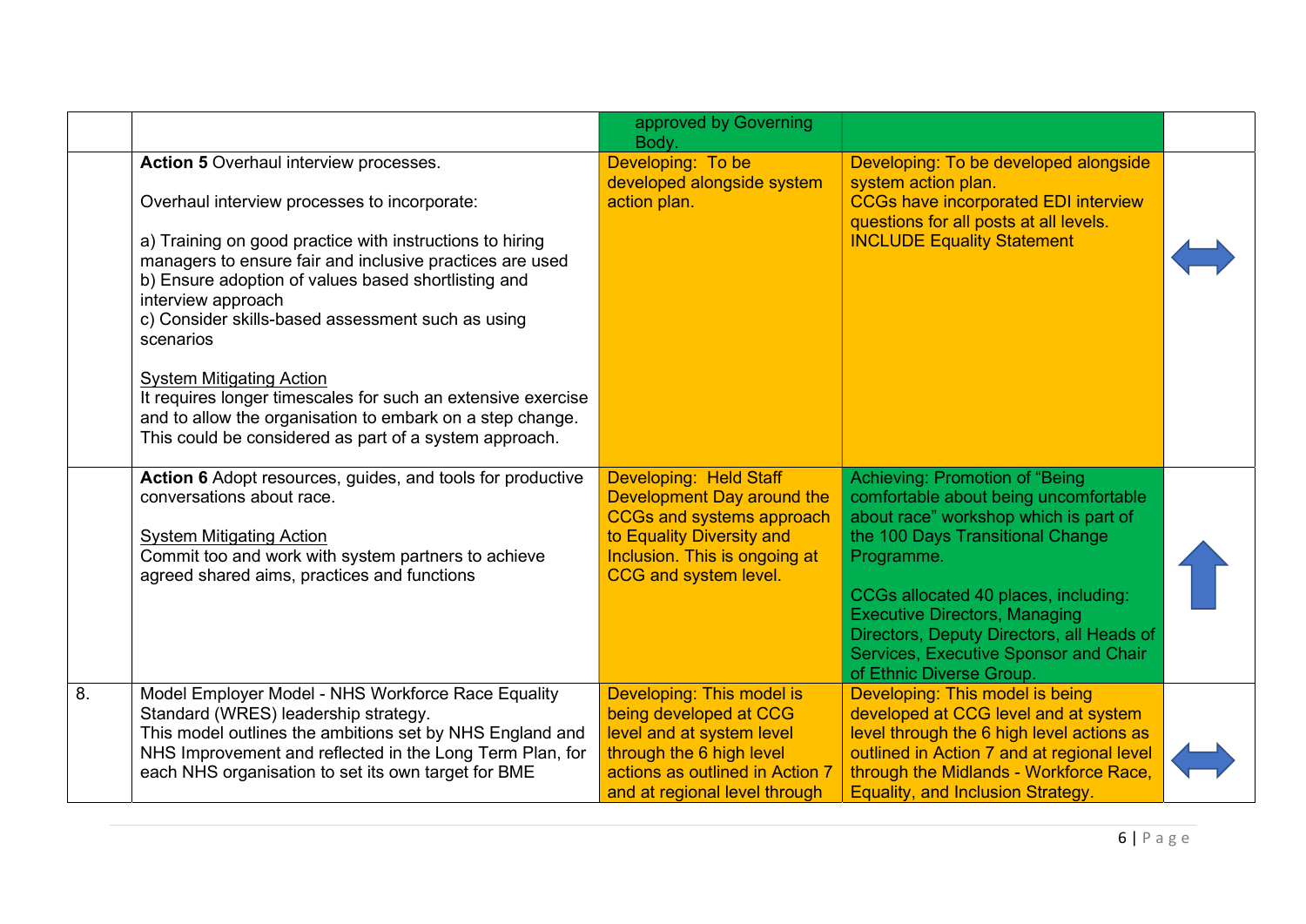| | | | | |
|---|---|---|---|---|
| | | approved by Governing Body. | | |
| | **Action 5** Overhaul interview processes.<br><br>Overhaul interview processes to incorporate:<br><br>a) Training on good practice with instructions to hiring managers to ensure fair and inclusive practices are used<br>b) Ensure adoption of values based shortlisting and interview approach<br>c) Consider skills-based assessment such as using scenarios<br><br>System Mitigating Action<br>It requires longer timescales for such an extensive exercise and to allow the organisation to embark on a step change. This could be considered as part of a system approach. | Developing: To be developed alongside system action plan. | Developing: To be developed alongside system action plan.<br>CCGs have incorporated EDI interview questions for all posts at all levels.<br>INCLUDE Equality Statement | ⟷ |
| | **Action 6** Adopt resources, guides, and tools for productive conversations about race.<br><br>System Mitigating Action<br>Commit too and work with system partners to achieve agreed shared aims, practices and functions | Developing: Held Staff Development Day around the CCGs and systems approach to Equality Diversity and Inclusion. This is ongoing at CCG and system level. | Achieving: Promotion of "Being comfortable about being uncomfortable about race" workshop which is part of the 100 Days Transitional Change Programme.<br><br>CCGs allocated 40 places, including: Executive Directors, Managing Directors, Deputy Directors, all Heads of Services, Executive Sponsor and Chair of Ethnic Diverse Group. | ↑ |
| 8. | Model Employer Model - NHS Workforce Race Equality Standard (WRES) leadership strategy.<br>This model outlines the ambitions set by NHS England and NHS Improvement and reflected in the Long Term Plan, for each NHS organisation to set its own target for BME | Developing: This model is being developed at CCG level and at system level through the 6 high level actions as outlined in Action 7 and at regional level through | Developing: This model is being developed at CCG level and at system level through the 6 high level actions as outlined in Action 7 and at regional level through the Midlands - Workforce Race, Equality, and Inclusion Strategy. | ⟷ |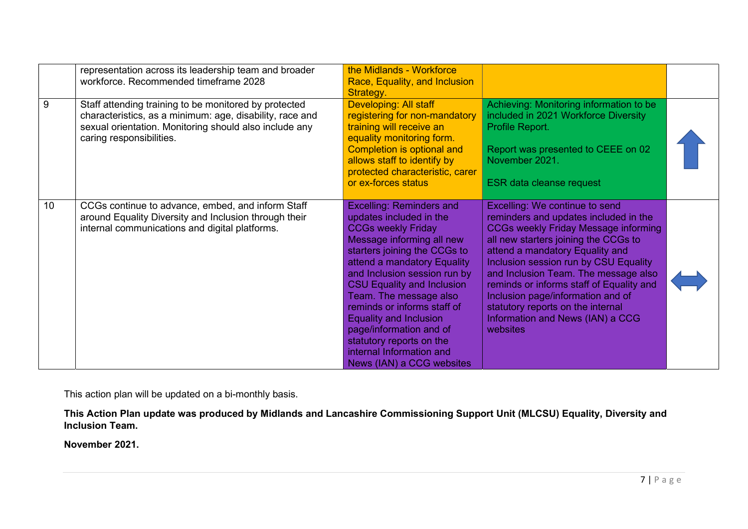| | | | | |
|---|---|---|---|---|
| | representation across its leadership team and broader workforce. Recommended timeframe 2028 | the Midlands - Workforce Race, Equality, and Inclusion Strategy. | | |
| 9 | Staff attending training to be monitored by protected characteristics, as a minimum: age, disability, race and sexual orientation. Monitoring should also include any caring responsibilities. | Developing: All staff registering for non-mandatory training will receive an equality monitoring form. Completion is optional and allows staff to identify by protected characteristic, carer or ex-forces status | Achieving: Monitoring information to be included in 2021 Workforce Diversity Profile Report.<br><br>Report was presented to CEEE on 02 November 2021.<br><br>ESR data cleanse request | ↑ |
| 10 | CCGs continue to advance, embed, and inform Staff around Equality Diversity and Inclusion through their internal communications and digital platforms. | Excelling: Reminders and updates included in the CCGs weekly Friday Message informing all new starters joining the CCGs to attend a mandatory Equality and Inclusion session run by CSU Equality and Inclusion Team. The message also reminds or informs staff of Equality and Inclusion page/information and of statutory reports on the internal Information and News (IAN) a CCG websites | Excelling: We continue to send reminders and updates included in the CCGs weekly Friday Message informing all new starters joining the CCGs to attend a mandatory Equality and Inclusion session run by CSU Equality and Inclusion Team. The message also reminds or informs staff of Equality and Inclusion page/information and of statutory reports on the internal Information and News (IAN) a CCG websites | ↔ |

This action plan will be updated on a bi-monthly basis.

**This Action Plan update was produced by Midlands and Lancashire Commissioning Support Unit (MLCSU) Equality, Diversity and Inclusion Team.**

**November 2021.**